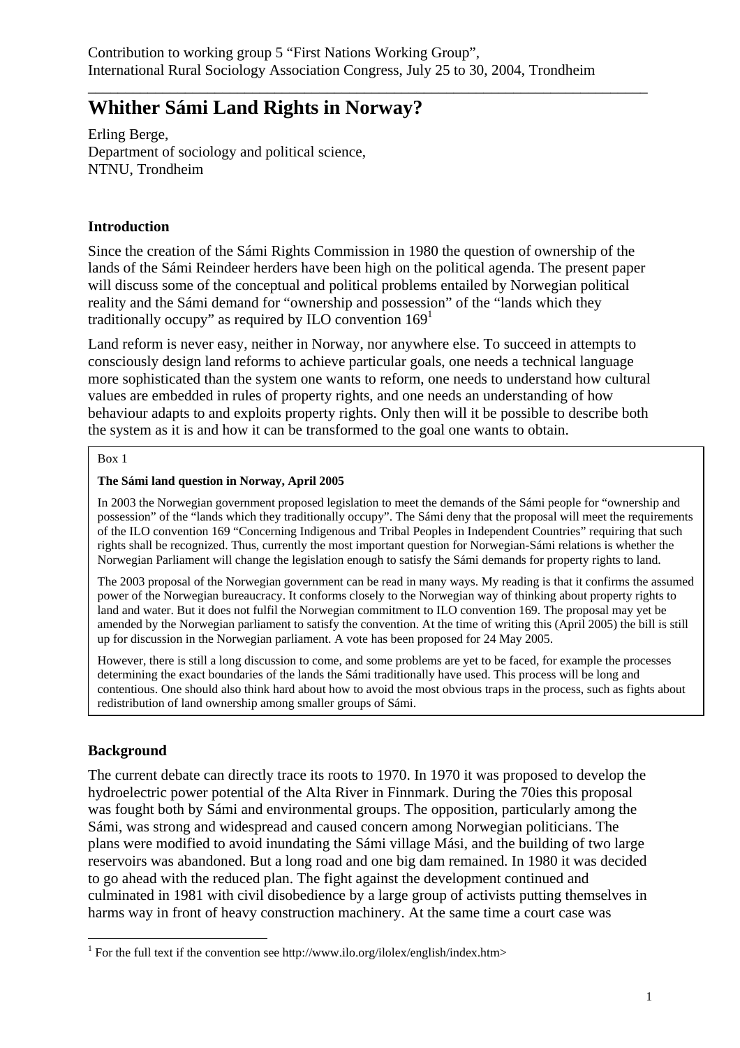Contribution to working group 5 "First Nations Working Group", International Rural Sociology Association Congress, July 25 to 30, 2004, Trondheim

# Whither Sámi Land Rights in Norway?

Erling Berge,
Department of sociology and political science,
NTNU, Trondheim

## Introduction

Since the creation of the Sámi Rights Commission in 1980 the question of ownership of the lands of the Sámi Reindeer herders have been high on the political agenda. The present paper will discuss some of the conceptual and political problems entailed by Norwegian political reality and the Sámi demand for "ownership and possession" of the "lands which they traditionally occupy" as required by ILO convention 169[1]

Land reform is never easy, neither in Norway, nor anywhere else. To succeed in attempts to consciously design land reforms to achieve particular goals, one needs a technical language more sophisticated than the system one wants to reform, one needs to understand how cultural values are embedded in rules of property rights, and one needs an understanding of how behaviour adapts to and exploits property rights. Only then will it be possible to describe both the system as it is and how it can be transformed to the goal one wants to obtain.

> Box 1
>
> **The Sámi land question in Norway, April 2005**
>
> In 2003 the Norwegian government proposed legislation to meet the demands of the Sámi people for "ownership and possession" of the "lands which they traditionally occupy". The Sámi deny that the proposal will meet the requirements of the ILO convention 169 "Concerning Indigenous and Tribal Peoples in Independent Countries" requiring that such rights shall be recognized. Thus, currently the most important question for Norwegian-Sámi relations is whether the Norwegian Parliament will change the legislation enough to satisfy the Sámi demands for property rights to land.
>
> The 2003 proposal of the Norwegian government can be read in many ways. My reading is that it confirms the assumed power of the Norwegian bureaucracy. It conforms closely to the Norwegian way of thinking about property rights to land and water. But it does not fulfil the Norwegian commitment to ILO convention 169. The proposal may yet be amended by the Norwegian parliament to satisfy the convention. At the time of writing this (April 2005) the bill is still up for discussion in the Norwegian parliament. A vote has been proposed for 24 May 2005.
>
> However, there is still a long discussion to come, and some problems are yet to be faced, for example the processes determining the exact boundaries of the lands the Sámi traditionally have used. This process will be long and contentious. One should also think hard about how to avoid the most obvious traps in the process, such as fights about redistribution of land ownership among smaller groups of Sámi.

## Background

The current debate can directly trace its roots to 1970. In 1970 it was proposed to develop the hydroelectric power potential of the Alta River in Finnmark. During the 70ies this proposal was fought both by Sámi and environmental groups. The opposition, particularly among the Sámi, was strong and widespread and caused concern among Norwegian politicians. The plans were modified to avoid inundating the Sámi village Mási, and the building of two large reservoirs was abandoned. But a long road and one big dam remained. In 1980 it was decided to go ahead with the reduced plan. The fight against the development continued and culminated in 1981 with civil disobedience by a large group of activists putting themselves in harms way in front of heavy construction machinery. At the same time a court case was

[1] For the full text if the convention see http://www.ilo.org/ilolex/english/index.htm>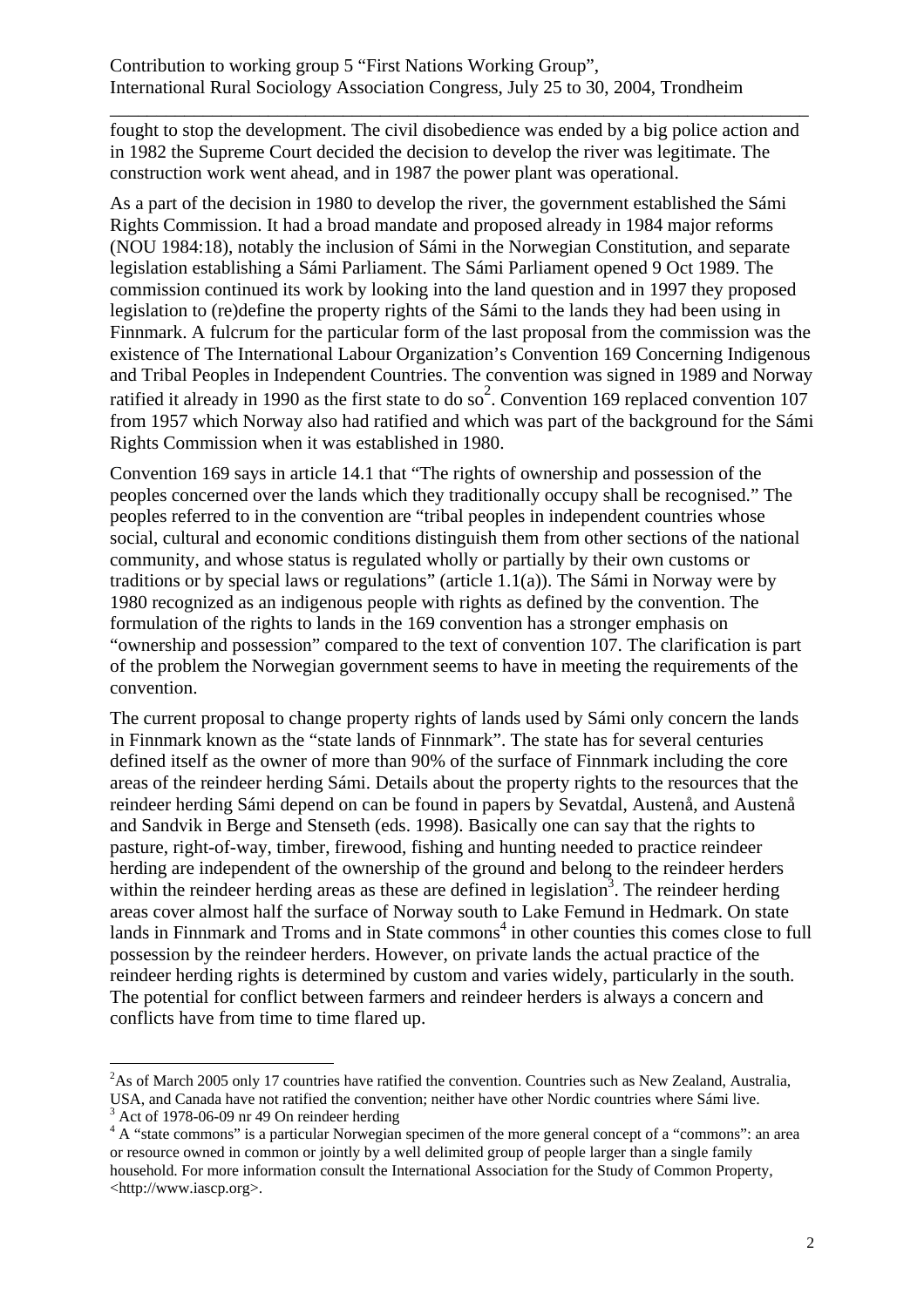fought to stop the development. The civil disobedience was ended by a big police action and in 1982 the Supreme Court decided the decision to develop the river was legitimate. The construction work went ahead, and in 1987 the power plant was operational.

As a part of the decision in 1980 to develop the river, the government established the Sámi Rights Commission. It had a broad mandate and proposed already in 1984 major reforms (NOU 1984:18), notably the inclusion of Sámi in the Norwegian Constitution, and separate legislation establishing a Sámi Parliament. The Sámi Parliament opened 9 Oct 1989. The commission continued its work by looking into the land question and in 1997 they proposed legislation to (re)define the property rights of the Sámi to the lands they had been using in Finnmark. A fulcrum for the particular form of the last proposal from the commission was the existence of The International Labour Organization's Convention 169 Concerning Indigenous and Tribal Peoples in Independent Countries. The convention was signed in 1989 and Norway ratified it already in 1990 as the first state to do so[2]. Convention 169 replaced convention 107 from 1957 which Norway also had ratified and which was part of the background for the Sámi Rights Commission when it was established in 1980.

Convention 169 says in article 14.1 that "The rights of ownership and possession of the peoples concerned over the lands which they traditionally occupy shall be recognised." The peoples referred to in the convention are "tribal peoples in independent countries whose social, cultural and economic conditions distinguish them from other sections of the national community, and whose status is regulated wholly or partially by their own customs or traditions or by special laws or regulations" (article 1.1(a)). The Sámi in Norway were by 1980 recognized as an indigenous people with rights as defined by the convention. The formulation of the rights to lands in the 169 convention has a stronger emphasis on "ownership and possession" compared to the text of convention 107. The clarification is part of the problem the Norwegian government seems to have in meeting the requirements of the convention.

The current proposal to change property rights of lands used by Sámi only concern the lands in Finnmark known as the "state lands of Finnmark". The state has for several centuries defined itself as the owner of more than 90% of the surface of Finnmark including the core areas of the reindeer herding Sámi. Details about the property rights to the resources that the reindeer herding Sámi depend on can be found in papers by Sevatdal, Austenå, and Austenå and Sandvik in Berge and Stenseth (eds. 1998). Basically one can say that the rights to pasture, right-of-way, timber, firewood, fishing and hunting needed to practice reindeer herding are independent of the ownership of the ground and belong to the reindeer herders within the reindeer herding areas as these are defined in legislation[3]. The reindeer herding areas cover almost half the surface of Norway south to Lake Femund in Hedmark. On state lands in Finnmark and Troms and in State commons[4] in other counties this comes close to full possession by the reindeer herders. However, on private lands the actual practice of the reindeer herding rights is determined by custom and varies widely, particularly in the south. The potential for conflict between farmers and reindeer herders is always a concern and conflicts have from time to time flared up.

---

[2] As of March 2005 only 17 countries have ratified the convention. Countries such as New Zealand, Australia, USA, and Canada have not ratified the convention; neither have other Nordic countries where Sámi live.

[3] Act of 1978-06-09 nr 49 On reindeer herding

[4] A "state commons" is a particular Norwegian specimen of the more general concept of a "commons": an area or resource owned in common or jointly by a well delimited group of people larger than a single family household. For more information consult the International Association for the Study of Common Property, <http://www.iascp.org>.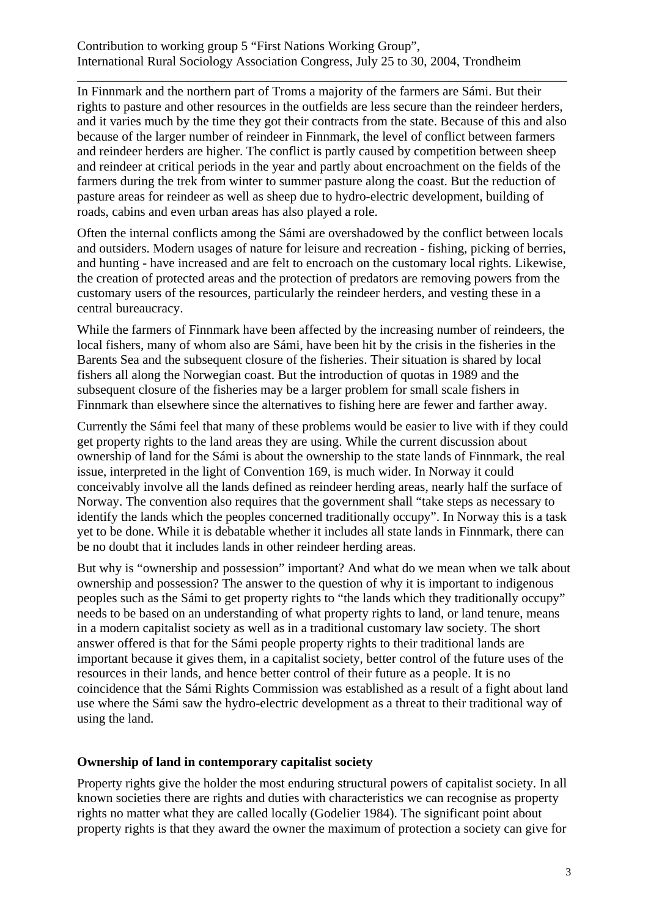In Finnmark and the northern part of Troms a majority of the farmers are Sámi. But their rights to pasture and other resources in the outfields are less secure than the reindeer herders, and it varies much by the time they got their contracts from the state. Because of this and also because of the larger number of reindeer in Finnmark, the level of conflict between farmers and reindeer herders are higher. The conflict is partly caused by competition between sheep and reindeer at critical periods in the year and partly about encroachment on the fields of the farmers during the trek from winter to summer pasture along the coast. But the reduction of pasture areas for reindeer as well as sheep due to hydro-electric development, building of roads, cabins and even urban areas has also played a role.

Often the internal conflicts among the Sámi are overshadowed by the conflict between locals and outsiders. Modern usages of nature for leisure and recreation - fishing, picking of berries, and hunting - have increased and are felt to encroach on the customary local rights. Likewise, the creation of protected areas and the protection of predators are removing powers from the customary users of the resources, particularly the reindeer herders, and vesting these in a central bureaucracy.

While the farmers of Finnmark have been affected by the increasing number of reindeers, the local fishers, many of whom also are Sámi, have been hit by the crisis in the fisheries in the Barents Sea and the subsequent closure of the fisheries. Their situation is shared by local fishers all along the Norwegian coast. But the introduction of quotas in 1989 and the subsequent closure of the fisheries may be a larger problem for small scale fishers in Finnmark than elsewhere since the alternatives to fishing here are fewer and farther away.

Currently the Sámi feel that many of these problems would be easier to live with if they could get property rights to the land areas they are using. While the current discussion about ownership of land for the Sámi is about the ownership to the state lands of Finnmark, the real issue, interpreted in the light of Convention 169, is much wider. In Norway it could conceivably involve all the lands defined as reindeer herding areas, nearly half the surface of Norway. The convention also requires that the government shall "take steps as necessary to identify the lands which the peoples concerned traditionally occupy". In Norway this is a task yet to be done. While it is debatable whether it includes all state lands in Finnmark, there can be no doubt that it includes lands in other reindeer herding areas.

But why is "ownership and possession" important? And what do we mean when we talk about ownership and possession? The answer to the question of why it is important to indigenous peoples such as the Sámi to get property rights to "the lands which they traditionally occupy" needs to be based on an understanding of what property rights to land, or land tenure, means in a modern capitalist society as well as in a traditional customary law society. The short answer offered is that for the Sámi people property rights to their traditional lands are important because it gives them, in a capitalist society, better control of the future uses of the resources in their lands, and hence better control of their future as a people. It is no coincidence that the Sámi Rights Commission was established as a result of a fight about land use where the Sámi saw the hydro-electric development as a threat to their traditional way of using the land.

## Ownership of land in contemporary capitalist society

Property rights give the holder the most enduring structural powers of capitalist society. In all known societies there are rights and duties with characteristics we can recognise as property rights no matter what they are called locally (Godelier 1984). The significant point about property rights is that they award the owner the maximum of protection a society can give for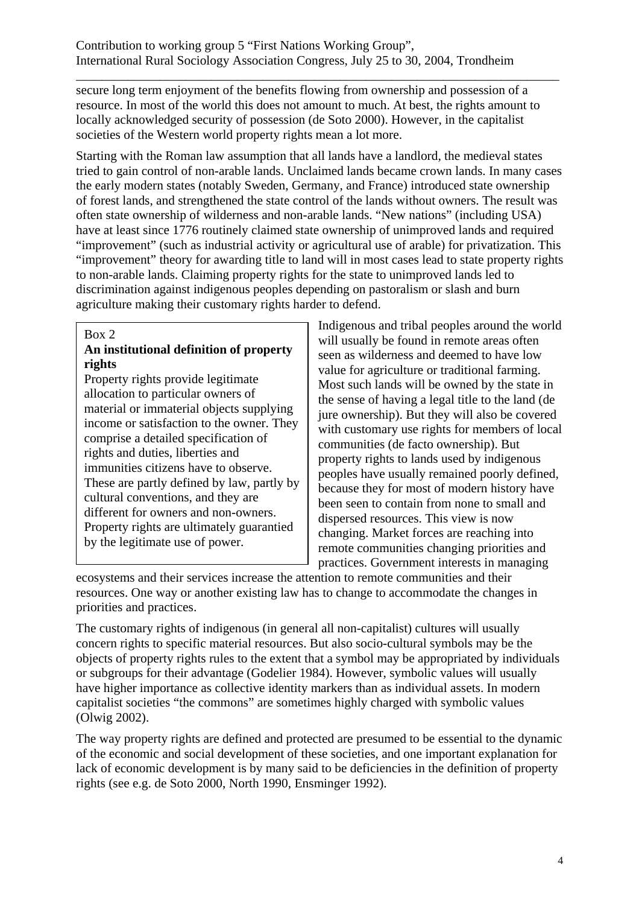secure long term enjoyment of the benefits flowing from ownership and possession of a resource. In most of the world this does not amount to much. At best, the rights amount to locally acknowledged security of possession (de Soto 2000). However, in the capitalist societies of the Western world property rights mean a lot more.

Starting with the Roman law assumption that all lands have a landlord, the medieval states tried to gain control of non-arable lands. Unclaimed lands became crown lands. In many cases the early modern states (notably Sweden, Germany, and France) introduced state ownership of forest lands, and strengthened the state control of the lands without owners. The result was often state ownership of wilderness and non-arable lands. "New nations" (including USA) have at least since 1776 routinely claimed state ownership of unimproved lands and required "improvement" (such as industrial activity or agricultural use of arable) for privatization. This "improvement" theory for awarding title to land will in most cases lead to state property rights to non-arable lands. Claiming property rights for the state to unimproved lands led to discrimination against indigenous peoples depending on pastoralism or slash and burn agriculture making their customary rights harder to defend.

> Box 2
>
> **An institutional definition of property rights**
>
> Property rights provide legitimate allocation to particular owners of material or immaterial objects supplying income or satisfaction to the owner. They comprise a detailed specification of rights and duties, liberties and immunities citizens have to observe. These are partly defined by law, partly by cultural conventions, and they are different for owners and non-owners. Property rights are ultimately guarantied by the legitimate use of power.

Indigenous and tribal peoples around the world will usually be found in remote areas often seen as wilderness and deemed to have low value for agriculture or traditional farming. Most such lands will be owned by the state in the sense of having a legal title to the land (de jure ownership). But they will also be covered with customary use rights for members of local communities (de facto ownership). But property rights to lands used by indigenous peoples have usually remained poorly defined, because they for most of modern history have been seen to contain from none to small and dispersed resources. This view is now changing. Market forces are reaching into remote communities changing priorities and practices. Government interests in managing ecosystems and their services increase the attention to remote communities and their resources. One way or another existing law has to change to accommodate the changes in priorities and practices.

The customary rights of indigenous (in general all non-capitalist) cultures will usually concern rights to specific material resources. But also socio-cultural symbols may be the objects of property rights rules to the extent that a symbol may be appropriated by individuals or subgroups for their advantage (Godelier 1984). However, symbolic values will usually have higher importance as collective identity markers than as individual assets. In modern capitalist societies "the commons" are sometimes highly charged with symbolic values (Olwig 2002).

The way property rights are defined and protected are presumed to be essential to the dynamic of the economic and social development of these societies, and one important explanation for lack of economic development is by many said to be deficiencies in the definition of property rights (see e.g. de Soto 2000, North 1990, Ensminger 1992).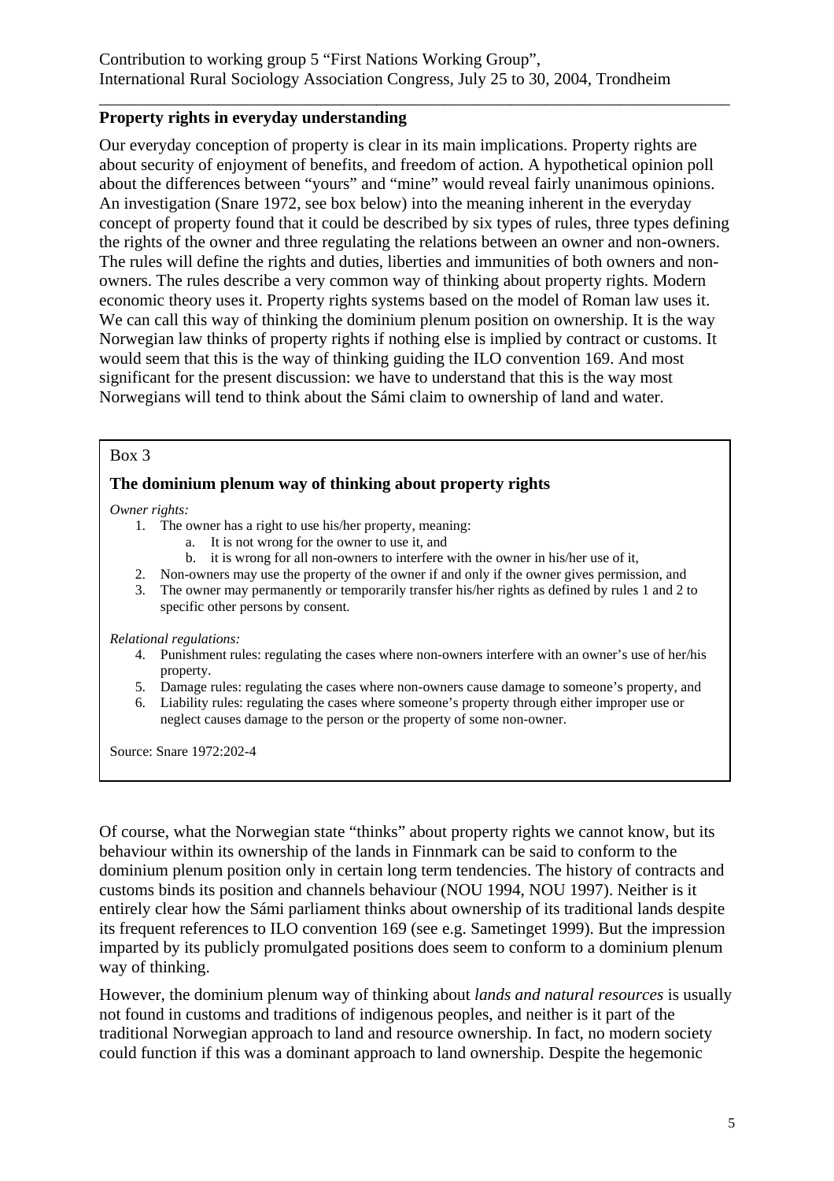## Property rights in everyday understanding

Our everyday conception of property is clear in its main implications. Property rights are about security of enjoyment of benefits, and freedom of action. A hypothetical opinion poll about the differences between "yours" and "mine" would reveal fairly unanimous opinions. An investigation (Snare 1972, see box below) into the meaning inherent in the everyday concept of property found that it could be described by six types of rules, three types defining the rights of the owner and three regulating the relations between an owner and non-owners. The rules will define the rights and duties, liberties and immunities of both owners and non-owners. The rules describe a very common way of thinking about property rights. Modern economic theory uses it. Property rights systems based on the model of Roman law uses it. We can call this way of thinking the dominium plenum position on ownership. It is the way Norwegian law thinks of property rights if nothing else is implied by contract or customs. It would seem that this is the way of thinking guiding the ILO convention 169. And most significant for the present discussion: we have to understand that this is the way most Norwegians will tend to think about the Sámi claim to ownership of land and water.

> Box 3
>
> **The dominium plenum way of thinking about property rights**
>
> *Owner rights:*
>
> 1. The owner has a right to use his/her property, meaning:
>     a. It is not wrong for the owner to use it, and
>     b. it is wrong for all non-owners to interfere with the owner in his/her use of it,
> 2. Non-owners may use the property of the owner if and only if the owner gives permission, and
> 3. The owner may permanently or temporarily transfer his/her rights as defined by rules 1 and 2 to specific other persons by consent.
>
> *Relational regulations:*
>
> 4. Punishment rules: regulating the cases where non-owners interfere with an owner's use of her/his property.
> 5. Damage rules: regulating the cases where non-owners cause damage to someone's property, and
> 6. Liability rules: regulating the cases where someone's property through either improper use or neglect causes damage to the person or the property of some non-owner.
>
> Source: Snare 1972:202-4

Of course, what the Norwegian state "thinks" about property rights we cannot know, but its behaviour within its ownership of the lands in Finnmark can be said to conform to the dominium plenum position only in certain long term tendencies. The history of contracts and customs binds its position and channels behaviour (NOU 1994, NOU 1997). Neither is it entirely clear how the Sámi parliament thinks about ownership of its traditional lands despite its frequent references to ILO convention 169 (see e.g. Sametinget 1999). But the impression imparted by its publicly promulgated positions does seem to conform to a dominium plenum way of thinking.

However, the dominium plenum way of thinking about *lands and natural resources* is usually not found in customs and traditions of indigenous peoples, and neither is it part of the traditional Norwegian approach to land and resource ownership. In fact, no modern society could function if this was a dominant approach to land ownership. Despite the hegemonic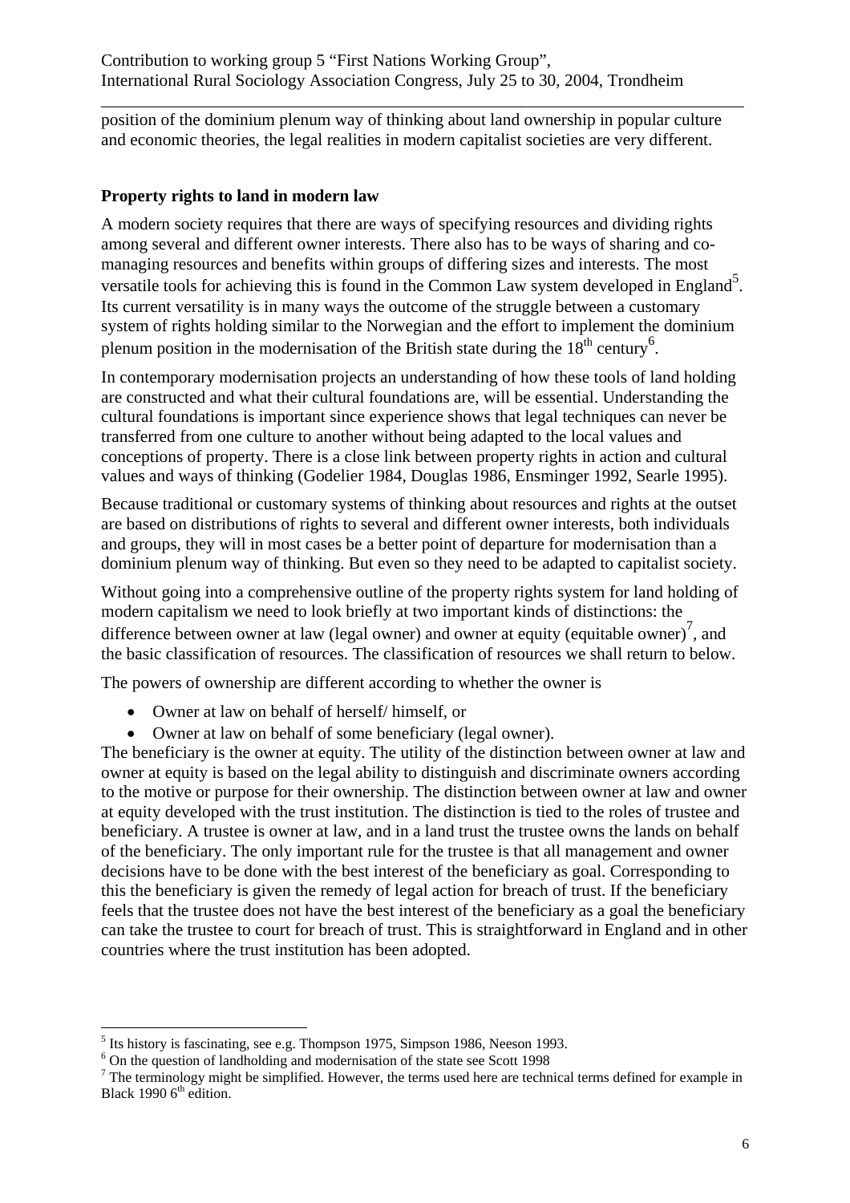position of the dominium plenum way of thinking about land ownership in popular culture and economic theories, the legal realities in modern capitalist societies are very different.

## Property rights to land in modern law

A modern society requires that there are ways of specifying resources and dividing rights among several and different owner interests. There also has to be ways of sharing and co-managing resources and benefits within groups of differing sizes and interests. The most versatile tools for achieving this is found in the Common Law system developed in England[5]. Its current versatility is in many ways the outcome of the struggle between a customary system of rights holding similar to the Norwegian and the effort to implement the dominium plenum position in the modernisation of the British state during the 18th century[6].

In contemporary modernisation projects an understanding of how these tools of land holding are constructed and what their cultural foundations are, will be essential. Understanding the cultural foundations is important since experience shows that legal techniques can never be transferred from one culture to another without being adapted to the local values and conceptions of property. There is a close link between property rights in action and cultural values and ways of thinking (Godelier 1984, Douglas 1986, Ensminger 1992, Searle 1995).

Because traditional or customary systems of thinking about resources and rights at the outset are based on distributions of rights to several and different owner interests, both individuals and groups, they will in most cases be a better point of departure for modernisation than a dominium plenum way of thinking. But even so they need to be adapted to capitalist society.

Without going into a comprehensive outline of the property rights system for land holding of modern capitalism we need to look briefly at two important kinds of distinctions: the difference between owner at law (legal owner) and owner at equity (equitable owner)[7], and the basic classification of resources. The classification of resources we shall return to below.

The powers of ownership are different according to whether the owner is

- Owner at law on behalf of herself/ himself, or
- Owner at law on behalf of some beneficiary (legal owner).

The beneficiary is the owner at equity. The utility of the distinction between owner at law and owner at equity is based on the legal ability to distinguish and discriminate owners according to the motive or purpose for their ownership. The distinction between owner at law and owner at equity developed with the trust institution. The distinction is tied to the roles of trustee and beneficiary. A trustee is owner at law, and in a land trust the trustee owns the lands on behalf of the beneficiary. The only important rule for the trustee is that all management and owner decisions have to be done with the best interest of the beneficiary as goal. Corresponding to this the beneficiary is given the remedy of legal action for breach of trust. If the beneficiary feels that the trustee does not have the best interest of the beneficiary as a goal the beneficiary can take the trustee to court for breach of trust. This is straightforward in England and in other countries where the trust institution has been adopted.

---

[5] Its history is fascinating, see e.g. Thompson 1975, Simpson 1986, Neeson 1993.

[6] On the question of landholding and modernisation of the state see Scott 1998

[7] The terminology might be simplified. However, the terms used here are technical terms defined for example in Black 1990 6th edition.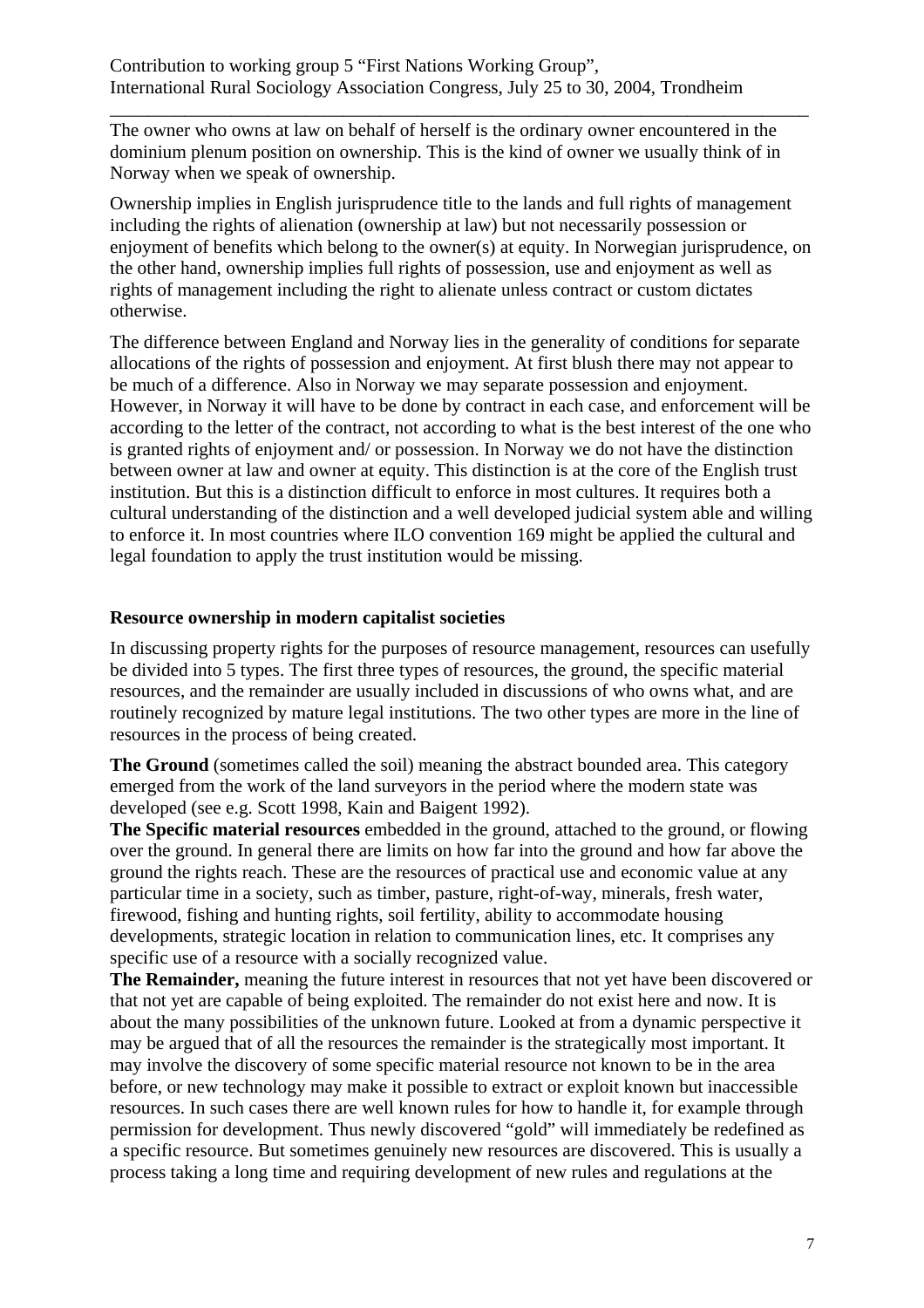The owner who owns at law on behalf of herself is the ordinary owner encountered in the dominium plenum position on ownership. This is the kind of owner we usually think of in Norway when we speak of ownership.

Ownership implies in English jurisprudence title to the lands and full rights of management including the rights of alienation (ownership at law) but not necessarily possession or enjoyment of benefits which belong to the owner(s) at equity. In Norwegian jurisprudence, on the other hand, ownership implies full rights of possession, use and enjoyment as well as rights of management including the right to alienate unless contract or custom dictates otherwise.

The difference between England and Norway lies in the generality of conditions for separate allocations of the rights of possession and enjoyment. At first blush there may not appear to be much of a difference. Also in Norway we may separate possession and enjoyment. However, in Norway it will have to be done by contract in each case, and enforcement will be according to the letter of the contract, not according to what is the best interest of the one who is granted rights of enjoyment and/ or possession. In Norway we do not have the distinction between owner at law and owner at equity. This distinction is at the core of the English trust institution. But this is a distinction difficult to enforce in most cultures. It requires both a cultural understanding of the distinction and a well developed judicial system able and willing to enforce it. In most countries where ILO convention 169 might be applied the cultural and legal foundation to apply the trust institution would be missing.

## Resource ownership in modern capitalist societies

In discussing property rights for the purposes of resource management, resources can usefully be divided into 5 types. The first three types of resources, the ground, the specific material resources, and the remainder are usually included in discussions of who owns what, and are routinely recognized by mature legal institutions. The two other types are more in the line of resources in the process of being created.

**The Ground** (sometimes called the soil) meaning the abstract bounded area. This category emerged from the work of the land surveyors in the period where the modern state was developed (see e.g. Scott 1998, Kain and Baigent 1992).

**The Specific material resources** embedded in the ground, attached to the ground, or flowing over the ground. In general there are limits on how far into the ground and how far above the ground the rights reach. These are the resources of practical use and economic value at any particular time in a society, such as timber, pasture, right-of-way, minerals, fresh water, firewood, fishing and hunting rights, soil fertility, ability to accommodate housing developments, strategic location in relation to communication lines, etc. It comprises any specific use of a resource with a socially recognized value.

**The Remainder,** meaning the future interest in resources that not yet have been discovered or that not yet are capable of being exploited. The remainder do not exist here and now. It is about the many possibilities of the unknown future. Looked at from a dynamic perspective it may be argued that of all the resources the remainder is the strategically most important. It may involve the discovery of some specific material resource not known to be in the area before, or new technology may make it possible to extract or exploit known but inaccessible resources. In such cases there are well known rules for how to handle it, for example through permission for development. Thus newly discovered "gold" will immediately be redefined as a specific resource. But sometimes genuinely new resources are discovered. This is usually a process taking a long time and requiring development of new rules and regulations at the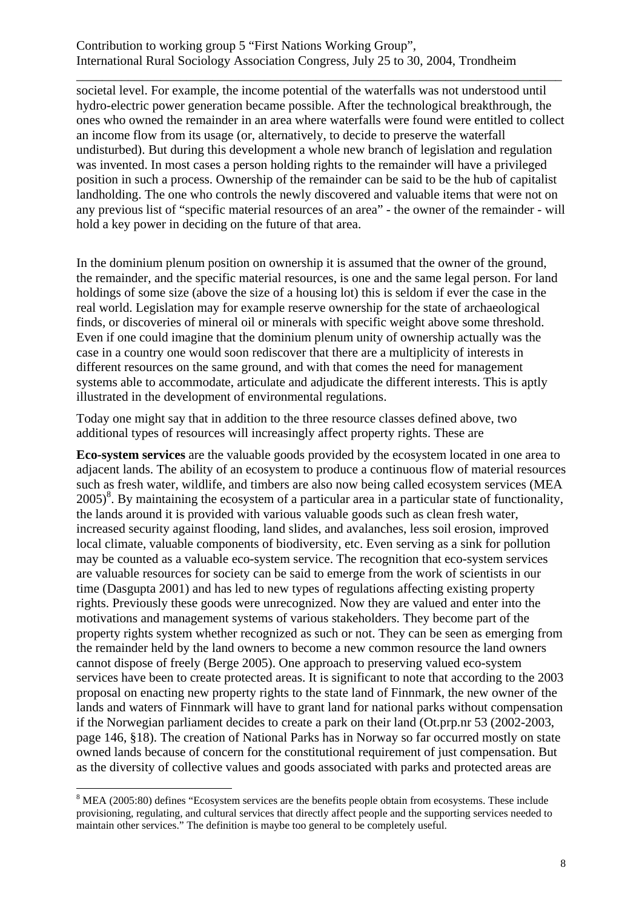societal level. For example, the income potential of the waterfalls was not understood until hydro-electric power generation became possible. After the technological breakthrough, the ones who owned the remainder in an area where waterfalls were found were entitled to collect an income flow from its usage (or, alternatively, to decide to preserve the waterfall undisturbed). But during this development a whole new branch of legislation and regulation was invented. In most cases a person holding rights to the remainder will have a privileged position in such a process. Ownership of the remainder can be said to be the hub of capitalist landholding. The one who controls the newly discovered and valuable items that were not on any previous list of "specific material resources of an area" - the owner of the remainder - will hold a key power in deciding on the future of that area.

In the dominium plenum position on ownership it is assumed that the owner of the ground, the remainder, and the specific material resources, is one and the same legal person. For land holdings of some size (above the size of a housing lot) this is seldom if ever the case in the real world. Legislation may for example reserve ownership for the state of archaeological finds, or discoveries of mineral oil or minerals with specific weight above some threshold. Even if one could imagine that the dominium plenum unity of ownership actually was the case in a country one would soon rediscover that there are a multiplicity of interests in different resources on the same ground, and with that comes the need for management systems able to accommodate, articulate and adjudicate the different interests. This is aptly illustrated in the development of environmental regulations.

Today one might say that in addition to the three resource classes defined above, two additional types of resources will increasingly affect property rights. These are

**Eco-system services** are the valuable goods provided by the ecosystem located in one area to adjacent lands. The ability of an ecosystem to produce a continuous flow of material resources such as fresh water, wildlife, and timbers are also now being called ecosystem services (MEA 2005)[8]. By maintaining the ecosystem of a particular area in a particular state of functionality, the lands around it is provided with various valuable goods such as clean fresh water, increased security against flooding, land slides, and avalanches, less soil erosion, improved local climate, valuable components of biodiversity, etc. Even serving as a sink for pollution may be counted as a valuable eco-system service. The recognition that eco-system services are valuable resources for society can be said to emerge from the work of scientists in our time (Dasgupta 2001) and has led to new types of regulations affecting existing property rights. Previously these goods were unrecognized. Now they are valued and enter into the motivations and management systems of various stakeholders. They become part of the property rights system whether recognized as such or not. They can be seen as emerging from the remainder held by the land owners to become a new common resource the land owners cannot dispose of freely (Berge 2005). One approach to preserving valued eco-system services have been to create protected areas. It is significant to note that according to the 2003 proposal on enacting new property rights to the state land of Finnmark, the new owner of the lands and waters of Finnmark will have to grant land for national parks without compensation if the Norwegian parliament decides to create a park on their land (Ot.prp.nr 53 (2002-2003, page 146, §18). The creation of National Parks has in Norway so far occurred mostly on state owned lands because of concern for the constitutional requirement of just compensation. But as the diversity of collective values and goods associated with parks and protected areas are

[8] MEA (2005:80) defines "Ecosystem services are the benefits people obtain from ecosystems. These include provisioning, regulating, and cultural services that directly affect people and the supporting services needed to maintain other services." The definition is maybe too general to be completely useful.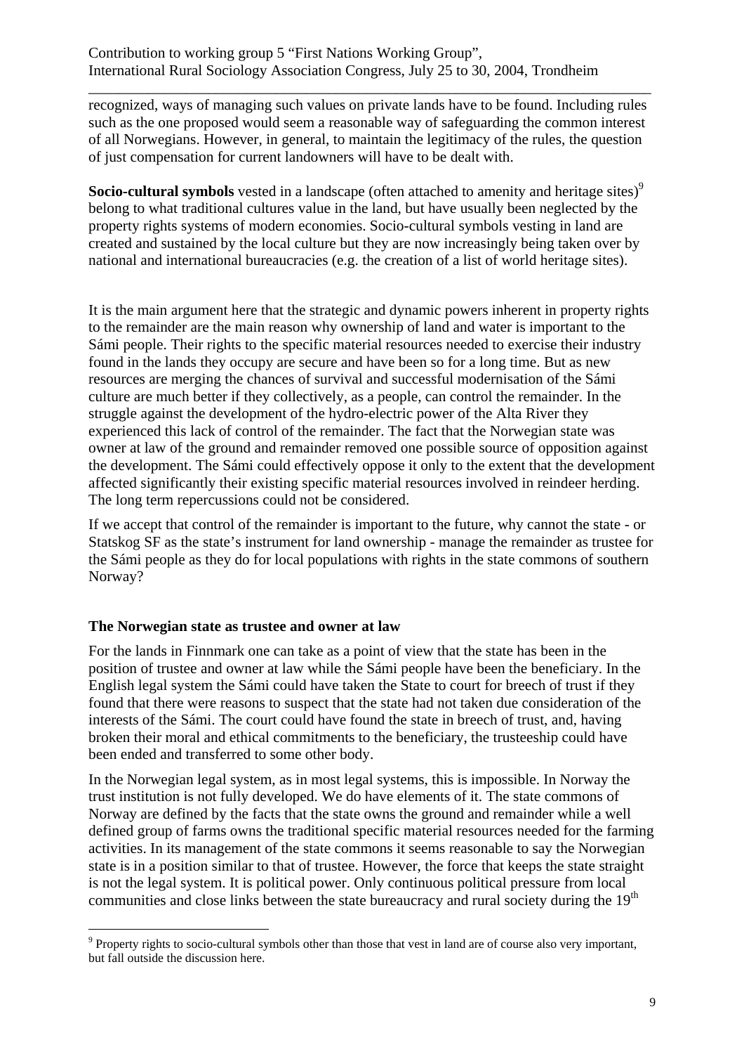recognized, ways of managing such values on private lands have to be found. Including rules such as the one proposed would seem a reasonable way of safeguarding the common interest of all Norwegians. However, in general, to maintain the legitimacy of the rules, the question of just compensation for current landowners will have to be dealt with.

**Socio-cultural symbols** vested in a landscape (often attached to amenity and heritage sites)[9] belong to what traditional cultures value in the land, but have usually been neglected by the property rights systems of modern economies. Socio-cultural symbols vesting in land are created and sustained by the local culture but they are now increasingly being taken over by national and international bureaucracies (e.g. the creation of a list of world heritage sites).

It is the main argument here that the strategic and dynamic powers inherent in property rights to the remainder are the main reason why ownership of land and water is important to the Sámi people. Their rights to the specific material resources needed to exercise their industry found in the lands they occupy are secure and have been so for a long time. But as new resources are merging the chances of survival and successful modernisation of the Sámi culture are much better if they collectively, as a people, can control the remainder. In the struggle against the development of the hydro-electric power of the Alta River they experienced this lack of control of the remainder. The fact that the Norwegian state was owner at law of the ground and remainder removed one possible source of opposition against the development. The Sámi could effectively oppose it only to the extent that the development affected significantly their existing specific material resources involved in reindeer herding. The long term repercussions could not be considered.

If we accept that control of the remainder is important to the future, why cannot the state - or Statskog SF as the state's instrument for land ownership - manage the remainder as trustee for the Sámi people as they do for local populations with rights in the state commons of southern Norway?

## The Norwegian state as trustee and owner at law

For the lands in Finnmark one can take as a point of view that the state has been in the position of trustee and owner at law while the Sámi people have been the beneficiary. In the English legal system the Sámi could have taken the State to court for breech of trust if they found that there were reasons to suspect that the state had not taken due consideration of the interests of the Sámi. The court could have found the state in breech of trust, and, having broken their moral and ethical commitments to the beneficiary, the trusteeship could have been ended and transferred to some other body.

In the Norwegian legal system, as in most legal systems, this is impossible. In Norway the trust institution is not fully developed. We do have elements of it. The state commons of Norway are defined by the facts that the state owns the ground and remainder while a well defined group of farms owns the traditional specific material resources needed for the farming activities. In its management of the state commons it seems reasonable to say the Norwegian state is in a position similar to that of trustee. However, the force that keeps the state straight is not the legal system. It is political power. Only continuous political pressure from local communities and close links between the state bureaucracy and rural society during the 19th

[9] Property rights to socio-cultural symbols other than those that vest in land are of course also very important, but fall outside the discussion here.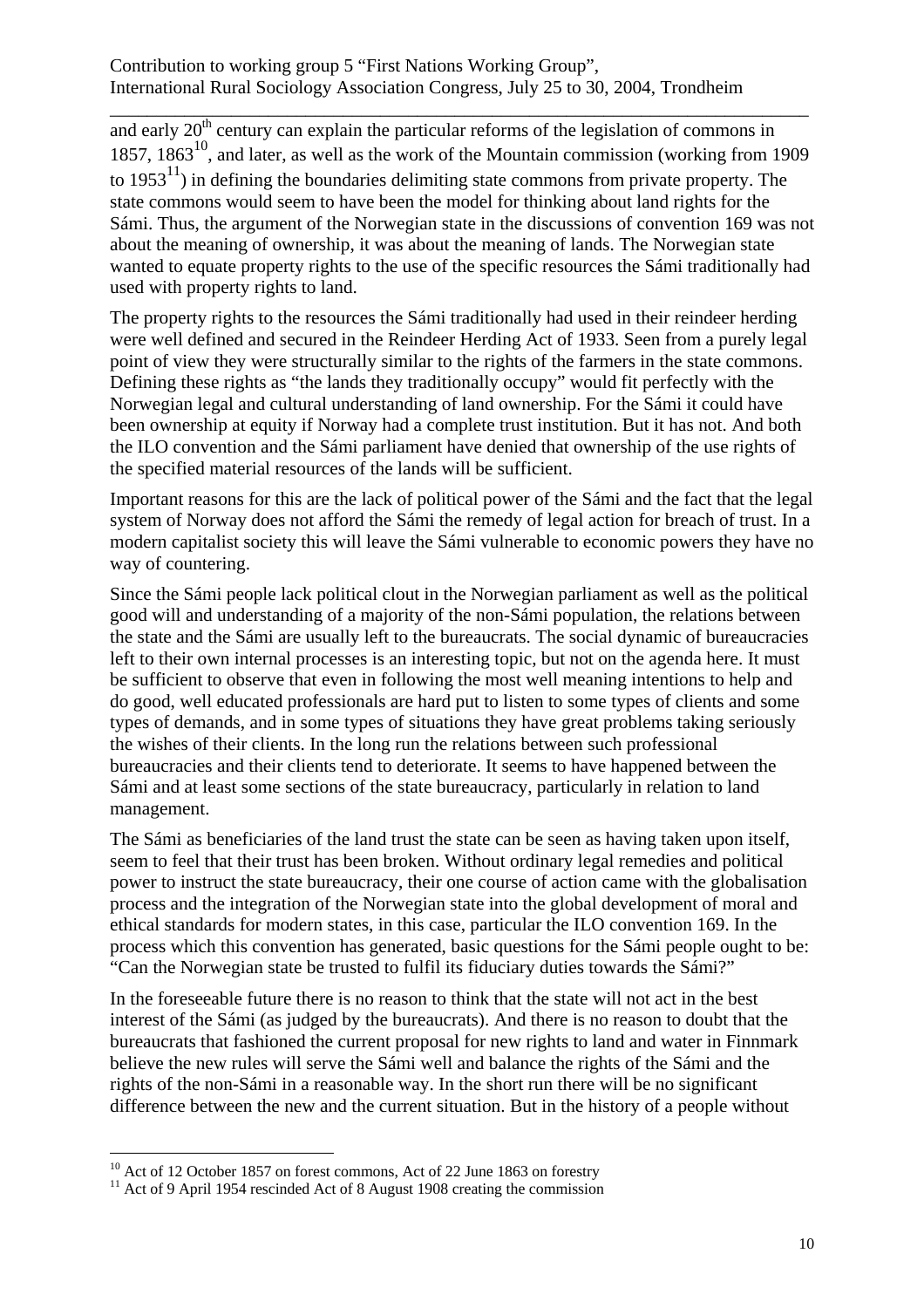and early 20th century can explain the particular reforms of the legislation of commons in 1857, 1863[10], and later, as well as the work of the Mountain commission (working from 1909 to 1953[11]) in defining the boundaries delimiting state commons from private property. The state commons would seem to have been the model for thinking about land rights for the Sámi. Thus, the argument of the Norwegian state in the discussions of convention 169 was not about the meaning of ownership, it was about the meaning of lands. The Norwegian state wanted to equate property rights to the use of the specific resources the Sámi traditionally had used with property rights to land.

The property rights to the resources the Sámi traditionally had used in their reindeer herding were well defined and secured in the Reindeer Herding Act of 1933. Seen from a purely legal point of view they were structurally similar to the rights of the farmers in the state commons. Defining these rights as "the lands they traditionally occupy" would fit perfectly with the Norwegian legal and cultural understanding of land ownership. For the Sámi it could have been ownership at equity if Norway had a complete trust institution. But it has not. And both the ILO convention and the Sámi parliament have denied that ownership of the use rights of the specified material resources of the lands will be sufficient.

Important reasons for this are the lack of political power of the Sámi and the fact that the legal system of Norway does not afford the Sámi the remedy of legal action for breach of trust. In a modern capitalist society this will leave the Sámi vulnerable to economic powers they have no way of countering.

Since the Sámi people lack political clout in the Norwegian parliament as well as the political good will and understanding of a majority of the non-Sámi population, the relations between the state and the Sámi are usually left to the bureaucrats. The social dynamic of bureaucracies left to their own internal processes is an interesting topic, but not on the agenda here. It must be sufficient to observe that even in following the most well meaning intentions to help and do good, well educated professionals are hard put to listen to some types of clients and some types of demands, and in some types of situations they have great problems taking seriously the wishes of their clients. In the long run the relations between such professional bureaucracies and their clients tend to deteriorate. It seems to have happened between the Sámi and at least some sections of the state bureaucracy, particularly in relation to land management.

The Sámi as beneficiaries of the land trust the state can be seen as having taken upon itself, seem to feel that their trust has been broken. Without ordinary legal remedies and political power to instruct the state bureaucracy, their one course of action came with the globalisation process and the integration of the Norwegian state into the global development of moral and ethical standards for modern states, in this case, particular the ILO convention 169. In the process which this convention has generated, basic questions for the Sámi people ought to be: "Can the Norwegian state be trusted to fulfil its fiduciary duties towards the Sámi?"

In the foreseeable future there is no reason to think that the state will not act in the best interest of the Sámi (as judged by the bureaucrats). And there is no reason to doubt that the bureaucrats that fashioned the current proposal for new rights to land and water in Finnmark believe the new rules will serve the Sámi well and balance the rights of the Sámi and the rights of the non-Sámi in a reasonable way. In the short run there will be no significant difference between the new and the current situation. But in the history of a people without

[10] Act of 12 October 1857 on forest commons, Act of 22 June 1863 on forestry

[11] Act of 9 April 1954 rescinded Act of 8 August 1908 creating the commission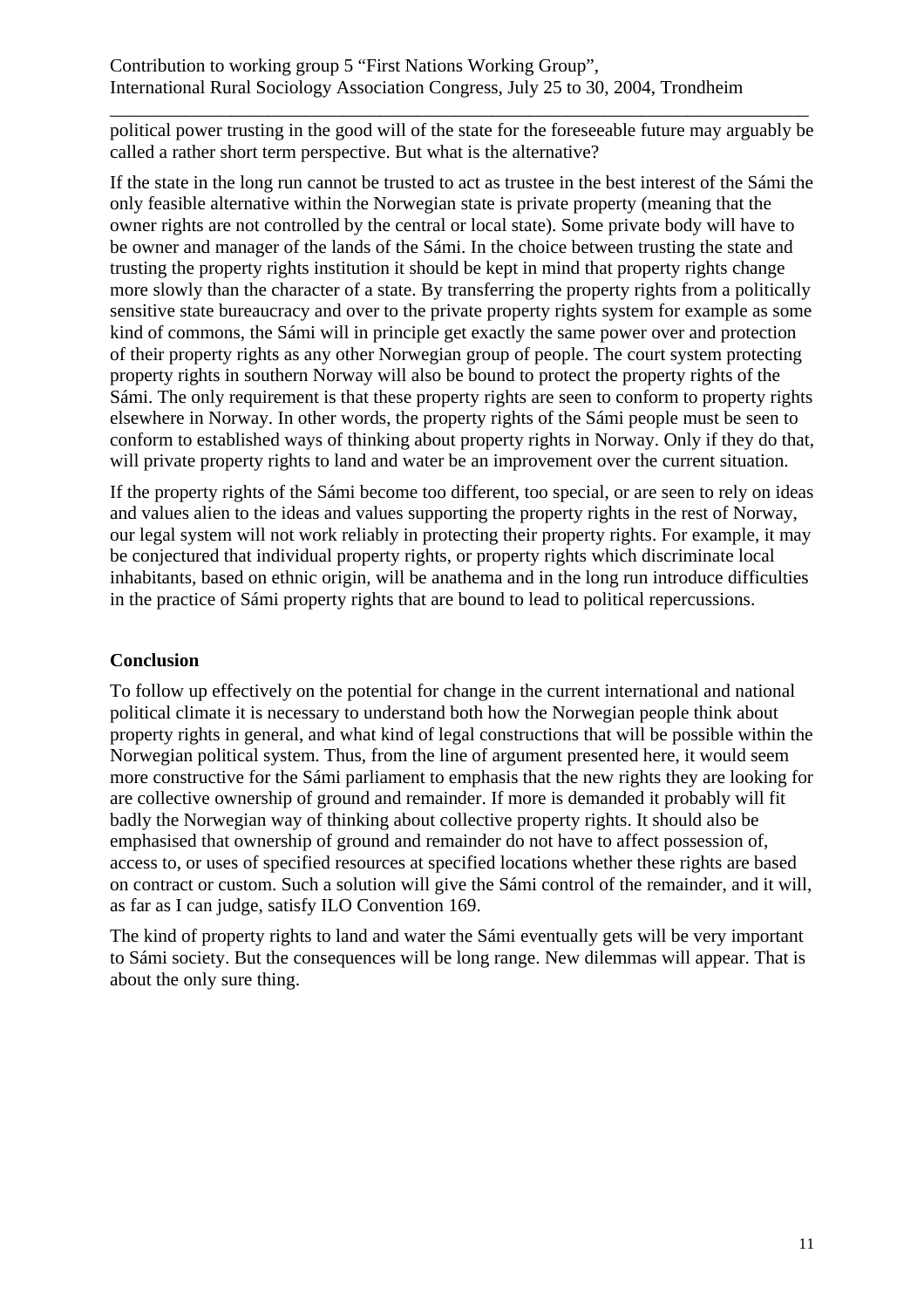political power trusting in the good will of the state for the foreseeable future may arguably be called a rather short term perspective. But what is the alternative?

If the state in the long run cannot be trusted to act as trustee in the best interest of the Sámi the only feasible alternative within the Norwegian state is private property (meaning that the owner rights are not controlled by the central or local state). Some private body will have to be owner and manager of the lands of the Sámi. In the choice between trusting the state and trusting the property rights institution it should be kept in mind that property rights change more slowly than the character of a state. By transferring the property rights from a politically sensitive state bureaucracy and over to the private property rights system for example as some kind of commons, the Sámi will in principle get exactly the same power over and protection of their property rights as any other Norwegian group of people. The court system protecting property rights in southern Norway will also be bound to protect the property rights of the Sámi. The only requirement is that these property rights are seen to conform to property rights elsewhere in Norway. In other words, the property rights of the Sámi people must be seen to conform to established ways of thinking about property rights in Norway. Only if they do that, will private property rights to land and water be an improvement over the current situation.

If the property rights of the Sámi become too different, too special, or are seen to rely on ideas and values alien to the ideas and values supporting the property rights in the rest of Norway, our legal system will not work reliably in protecting their property rights. For example, it may be conjectured that individual property rights, or property rights which discriminate local inhabitants, based on ethnic origin, will be anathema and in the long run introduce difficulties in the practice of Sámi property rights that are bound to lead to political repercussions.

## Conclusion

To follow up effectively on the potential for change in the current international and national political climate it is necessary to understand both how the Norwegian people think about property rights in general, and what kind of legal constructions that will be possible within the Norwegian political system. Thus, from the line of argument presented here, it would seem more constructive for the Sámi parliament to emphasis that the new rights they are looking for are collective ownership of ground and remainder. If more is demanded it probably will fit badly the Norwegian way of thinking about collective property rights. It should also be emphasised that ownership of ground and remainder do not have to affect possession of, access to, or uses of specified resources at specified locations whether these rights are based on contract or custom. Such a solution will give the Sámi control of the remainder, and it will, as far as I can judge, satisfy ILO Convention 169.

The kind of property rights to land and water the Sámi eventually gets will be very important to Sámi society. But the consequences will be long range. New dilemmas will appear. That is about the only sure thing.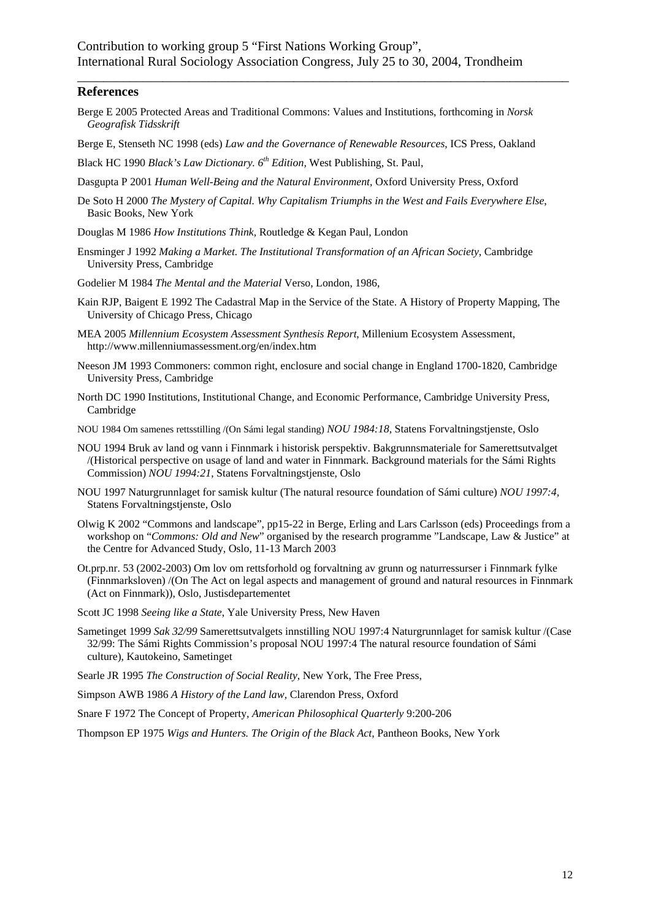## References

Berge E 2005 Protected Areas and Traditional Commons: Values and Institutions, forthcoming in *Norsk Geografisk Tidsskrift*

Berge E, Stenseth NC 1998 (eds) *Law and the Governance of Renewable Resources*, ICS Press, Oakland

Black HC 1990 *Black's Law Dictionary. 6th Edition*, West Publishing, St. Paul,

Dasgupta P 2001 *Human Well-Being and the Natural Environment*, Oxford University Press, Oxford

De Soto H 2000 *The Mystery of Capital. Why Capitalism Triumphs in the West and Fails Everywhere Else*, Basic Books, New York

Douglas M 1986 *How Institutions Think*, Routledge & Kegan Paul, London

Ensminger J 1992 *Making a Market. The Institutional Transformation of an African Society*, Cambridge University Press, Cambridge

Godelier M 1984 *The Mental and the Material* Verso, London, 1986,

Kain RJP, Baigent E 1992 The Cadastral Map in the Service of the State. A History of Property Mapping, The University of Chicago Press, Chicago

MEA 2005 *Millennium Ecosystem Assessment Synthesis Report*, Millenium Ecosystem Assessment, http://www.millenniumassessment.org/en/index.htm

Neeson JM 1993 Commoners: common right, enclosure and social change in England 1700-1820, Cambridge University Press, Cambridge

North DC 1990 Institutions, Institutional Change, and Economic Performance, Cambridge University Press, Cambridge

NOU 1984 Om samenes rettsstilling /(On Sámi legal standing) *NOU 1984:18*, Statens Forvaltningstjenste, Oslo

NOU 1994 Bruk av land og vann i Finnmark i historisk perspektiv. Bakgrunnsmateriale for Samerettsutvalget /(Historical perspective on usage of land and water in Finnmark. Background materials for the Sámi Rights Commission) *NOU 1994:21*, Statens Forvaltningstjenste, Oslo

NOU 1997 Naturgrunnlaget for samisk kultur (The natural resource foundation of Sámi culture) *NOU 1997:4*, Statens Forvaltningstjenste, Oslo

Olwig K 2002 "Commons and landscape", pp15-22 in Berge, Erling and Lars Carlsson (eds) Proceedings from a workshop on "*Commons: Old and New*" organised by the research programme "Landscape, Law & Justice" at the Centre for Advanced Study, Oslo, 11-13 March 2003

Ot.prp.nr. 53 (2002-2003) Om lov om rettsforhold og forvaltning av grunn og naturressurser i Finnmark fylke (Finnmarksloven) /(On The Act on legal aspects and management of ground and natural resources in Finnmark (Act on Finnmark)), Oslo, Justisdepartementet

Scott JC 1998 *Seeing like a State*, Yale University Press, New Haven

Sametinget 1999 *Sak 32/99* Samerettsutvalgets innstilling NOU 1997:4 Naturgrunnlaget for samisk kultur /(Case 32/99: The Sámi Rights Commission's proposal NOU 1997:4 The natural resource foundation of Sámi culture), Kautokeino, Sametinget

Searle JR 1995 *The Construction of Social Reality*, New York, The Free Press,

Simpson AWB 1986 *A History of the Land law*, Clarendon Press, Oxford

Snare F 1972 The Concept of Property, *American Philosophical Quarterly* 9:200-206

Thompson EP 1975 *Wigs and Hunters. The Origin of the Black Act*, Pantheon Books, New York